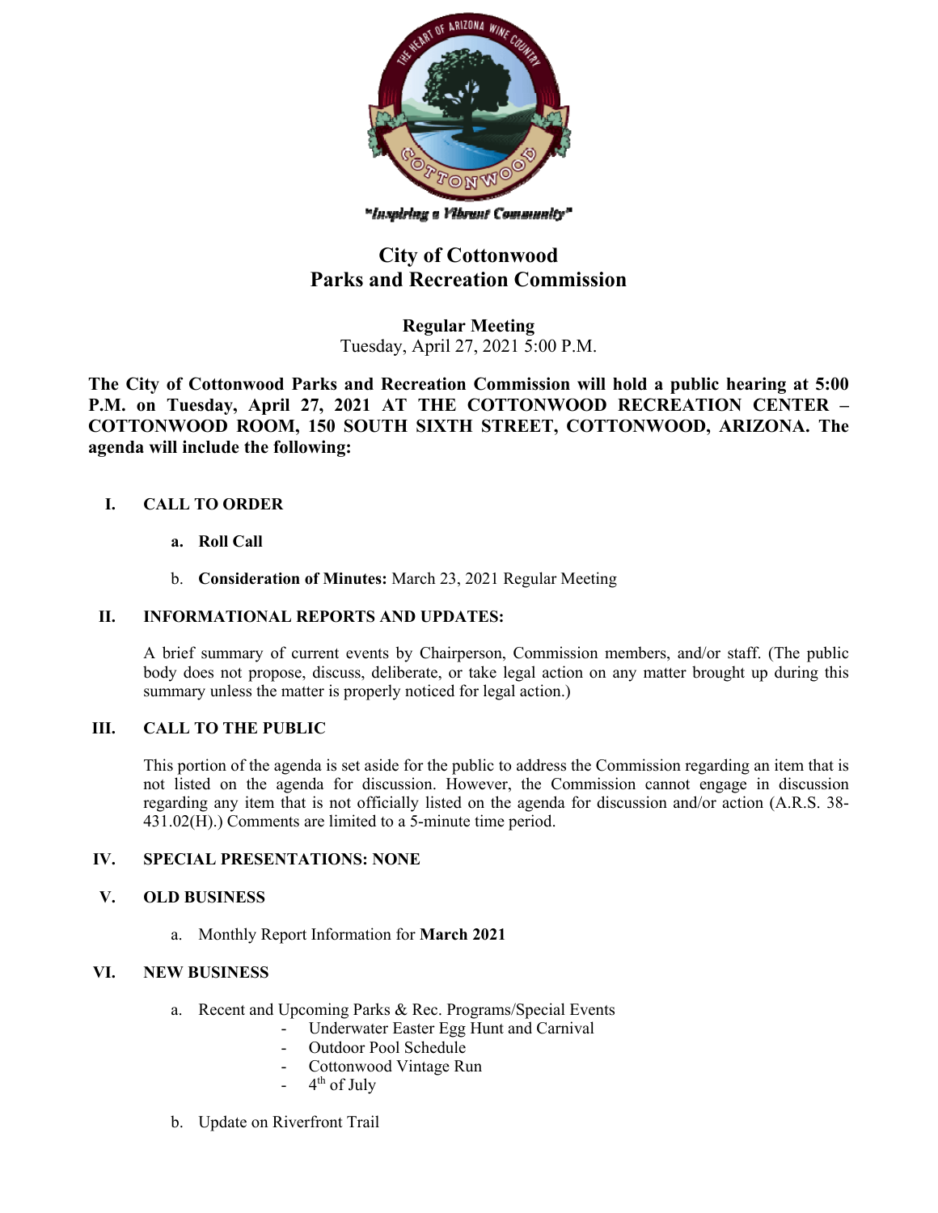"Inspiring a Vibrant Community"

# City of Cottonwood
# Parks and Recreation Commission

**Regular Meeting**
Tuesday, April 27, 2021 5:00 P.M.

**The City of Cottonwood Parks and Recreation Commission will hold a public hearing at 5:00 P.M. on Tuesday, April 27, 2021 AT THE COTTONWOOD RECREATION CENTER – COTTONWOOD ROOM, 150 SOUTH SIXTH STREET, COTTONWOOD, ARIZONA. The agenda will include the following:**

**I. CALL TO ORDER**

a. **Roll Call**

b. **Consideration of Minutes:** March 23, 2021 Regular Meeting

**II. INFORMATIONAL REPORTS AND UPDATES:**

A brief summary of current events by Chairperson, Commission members, and/or staff. (The public body does not propose, discuss, deliberate, or take legal action on any matter brought up during this summary unless the matter is properly noticed for legal action.)

**III. CALL TO THE PUBLIC**

This portion of the agenda is set aside for the public to address the Commission regarding an item that is not listed on the agenda for discussion. However, the Commission cannot engage in discussion regarding any item that is not officially listed on the agenda for discussion and/or action (A.R.S. 38-431.02(H).) Comments are limited to a 5-minute time period.

**IV. SPECIAL PRESENTATIONS: NONE**

**V. OLD BUSINESS**

a. Monthly Report Information for **March 2021**

**VI. NEW BUSINESS**

a. Recent and Upcoming Parks & Rec. Programs/Special Events
   - Underwater Easter Egg Hunt and Carnival
   - Outdoor Pool Schedule
   - Cottonwood Vintage Run
   - 4th of July

b. Update on Riverfront Trail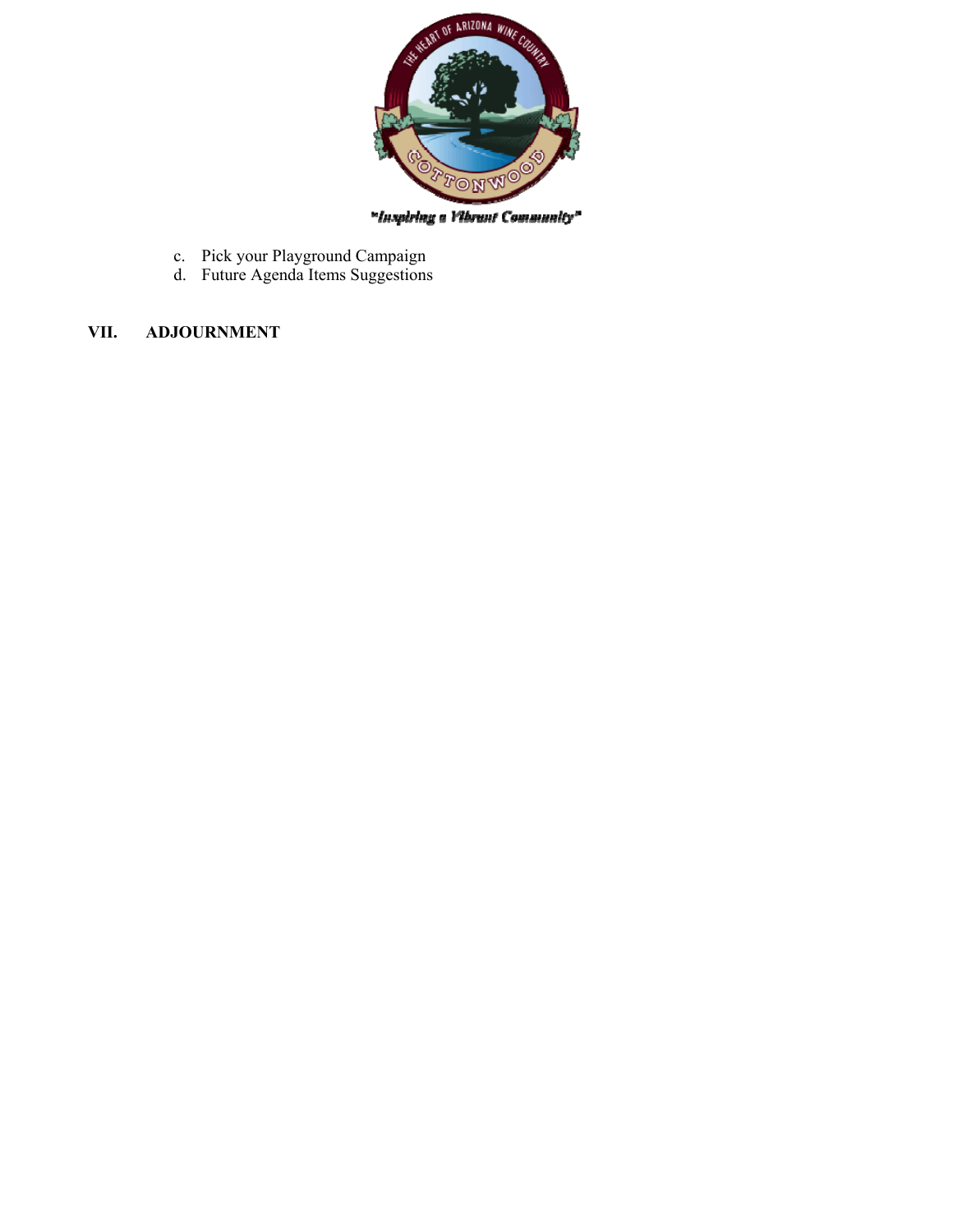c. Pick your Playground Campaign
d. Future Agenda Items Suggestions

**VII. ADJOURNMENT**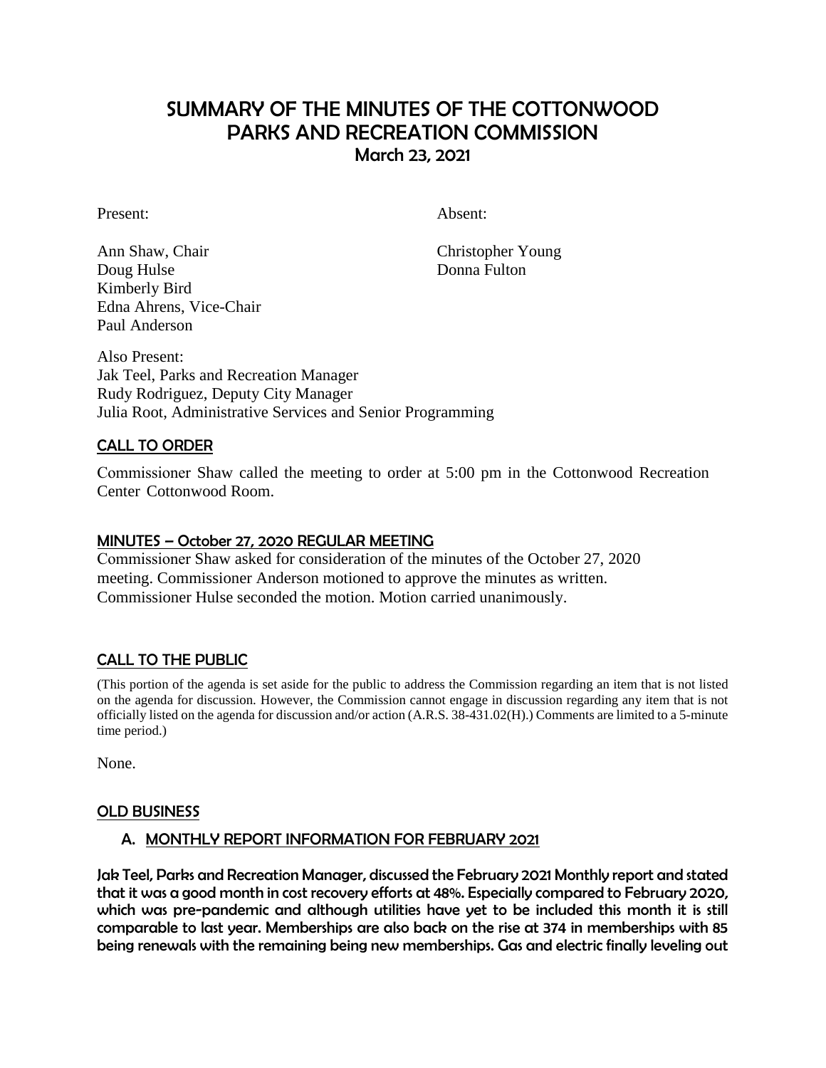# SUMMARY OF THE MINUTES OF THE COTTONWOOD PARKS AND RECREATION COMMISSION

## March 23, 2021

Present:

Ann Shaw, Chair
Doug Hulse
Kimberly Bird
Edna Ahrens, Vice-Chair
Paul Anderson

Absent:

Christopher Young
Donna Fulton

Also Present:
Jak Teel, Parks and Recreation Manager
Rudy Rodriguez, Deputy City Manager
Julia Root, Administrative Services and Senior Programming

## CALL TO ORDER

Commissioner Shaw called the meeting to order at 5:00 pm in the Cottonwood Recreation Center Cottonwood Room.

## MINUTES – October 27, 2020 REGULAR MEETING

Commissioner Shaw asked for consideration of the minutes of the October 27, 2020 meeting. Commissioner Anderson motioned to approve the minutes as written. Commissioner Hulse seconded the motion. Motion carried unanimously.

## CALL TO THE PUBLIC

(This portion of the agenda is set aside for the public to address the Commission regarding an item that is not listed on the agenda for discussion. However, the Commission cannot engage in discussion regarding any item that is not officially listed on the agenda for discussion and/or action (A.R.S. 38-431.02(H).) Comments are limited to a 5-minute time period.)

None.

## OLD BUSINESS

### A. MONTHLY REPORT INFORMATION FOR FEBRUARY 2021

**Jak Teel, Parks and Recreation Manager, discussed the February 2021 Monthly report and stated that it was a good month in cost recovery efforts at 48%. Especially compared to February 2020, which was pre-pandemic and although utilities have yet to be included this month it is still comparable to last year. Memberships are also back on the rise at 374 in memberships with 85 being renewals with the remaining being new memberships. Gas and electric finally leveling out**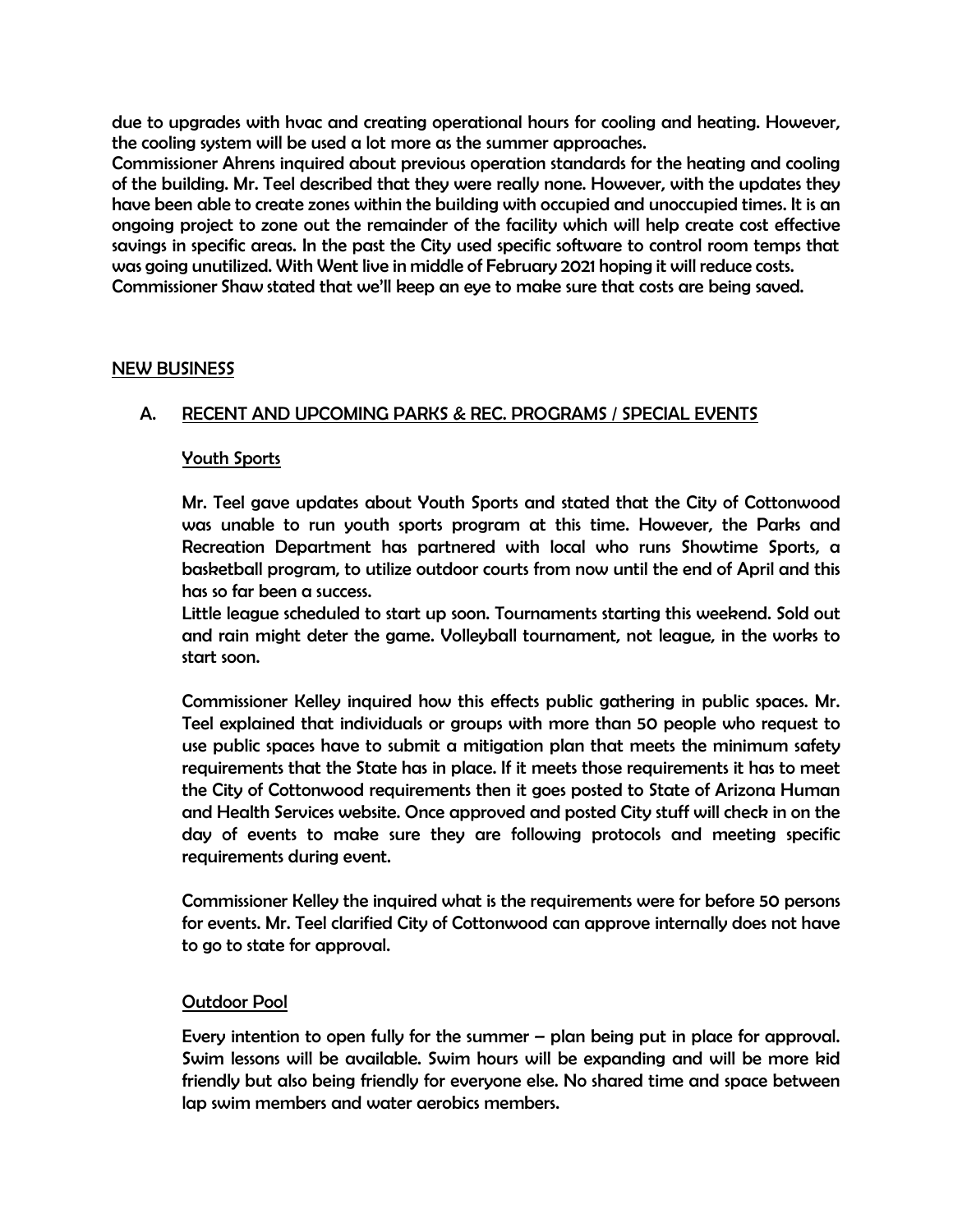due to upgrades with hvac and creating operational hours for cooling and heating. However, the cooling system will be used a lot more as the summer approaches.
Commissioner Ahrens inquired about previous operation standards for the heating and cooling of the building. Mr. Teel described that they were really none. However, with the updates they have been able to create zones within the building with occupied and unoccupied times. It is an ongoing project to zone out the remainder of the facility which will help create cost effective savings in specific areas. In the past the City used specific software to control room temps that was going unutilized. With Went live in middle of February 2021 hoping it will reduce costs.
Commissioner Shaw stated that we'll keep an eye to make sure that costs are being saved.

## NEW BUSINESS

### A. RECENT AND UPCOMING PARKS & REC. PROGRAMS / SPECIAL EVENTS

#### Youth Sports

Mr. Teel gave updates about Youth Sports and stated that the City of Cottonwood was unable to run youth sports program at this time. However, the Parks and Recreation Department has partnered with local who runs Showtime Sports, a basketball program, to utilize outdoor courts from now until the end of April and this has so far been a success.
Little league scheduled to start up soon. Tournaments starting this weekend. Sold out and rain might deter the game. Volleyball tournament, not league, in the works to start soon.

Commissioner Kelley inquired how this effects public gathering in public spaces. Mr. Teel explained that individuals or groups with more than 50 people who request to use public spaces have to submit a mitigation plan that meets the minimum safety requirements that the State has in place. If it meets those requirements it has to meet the City of Cottonwood requirements then it goes posted to State of Arizona Human and Health Services website. Once approved and posted City stuff will check in on the day of events to make sure they are following protocols and meeting specific requirements during event.

Commissioner Kelley the inquired what is the requirements were for before 50 persons for events. Mr. Teel clarified City of Cottonwood can approve internally does not have to go to state for approval.

#### Outdoor Pool

Every intention to open fully for the summer – plan being put in place for approval. Swim lessons will be available. Swim hours will be expanding and will be more kid friendly but also being friendly for everyone else. No shared time and space between lap swim members and water aerobics members.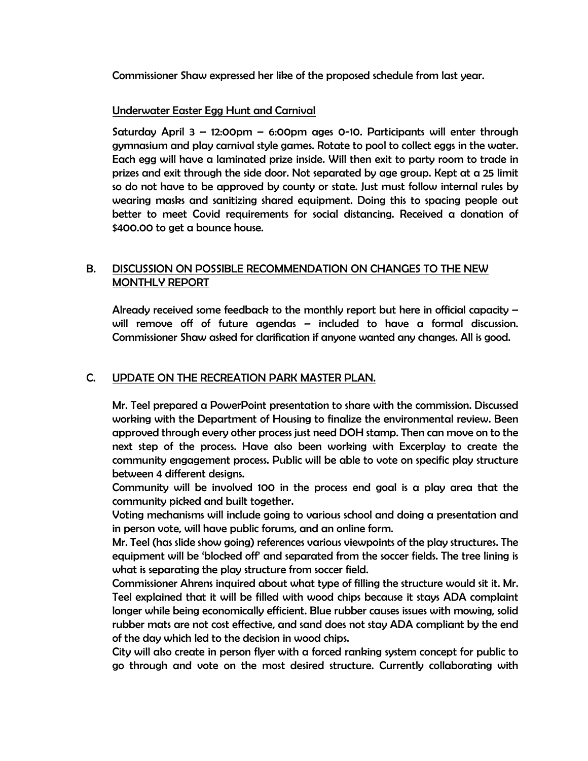Commissioner Shaw expressed her like of the proposed schedule from last year.

Underwater Easter Egg Hunt and Carnival

Saturday April 3 – 12:00pm – 6:00pm ages 0-10. Participants will enter through gymnasium and play carnival style games. Rotate to pool to collect eggs in the water. Each egg will have a laminated prize inside. Will then exit to party room to trade in prizes and exit through the side door. Not separated by age group. Kept at a 25 limit so do not have to be approved by county or state. Just must follow internal rules by wearing masks and sanitizing shared equipment. Doing this to spacing people out better to meet Covid requirements for social distancing. Received a donation of $400.00 to get a bounce house.

## B. DISCUSSION ON POSSIBLE RECOMMENDATION ON CHANGES TO THE NEW MONTHLY REPORT

Already received some feedback to the monthly report but here in official capacity – will remove off of future agendas – included to have a formal discussion. Commissioner Shaw asked for clarification if anyone wanted any changes. All is good.

## C. UPDATE ON THE RECREATION PARK MASTER PLAN.

Mr. Teel prepared a PowerPoint presentation to share with the commission. Discussed working with the Department of Housing to finalize the environmental review. Been approved through every other process just need DOH stamp. Then can move on to the next step of the process. Have also been working with Excerplay to create the community engagement process. Public will be able to vote on specific play structure between 4 different designs.

Community will be involved 100 in the process end goal is a play area that the community picked and built together.

Voting mechanisms will include going to various school and doing a presentation and in person vote, will have public forums, and an online form.

Mr. Teel (has slide show going) references various viewpoints of the play structures. The equipment will be 'blocked off' and separated from the soccer fields. The tree lining is what is separating the play structure from soccer field.

Commissioner Ahrens inquired about what type of filling the structure would sit it. Mr. Teel explained that it will be filled with wood chips because it stays ADA complaint longer while being economically efficient. Blue rubber causes issues with mowing, solid rubber mats are not cost effective, and sand does not stay ADA compliant by the end of the day which led to the decision in wood chips.

City will also create in person flyer with a forced ranking system concept for public to go through and vote on the most desired structure. Currently collaborating with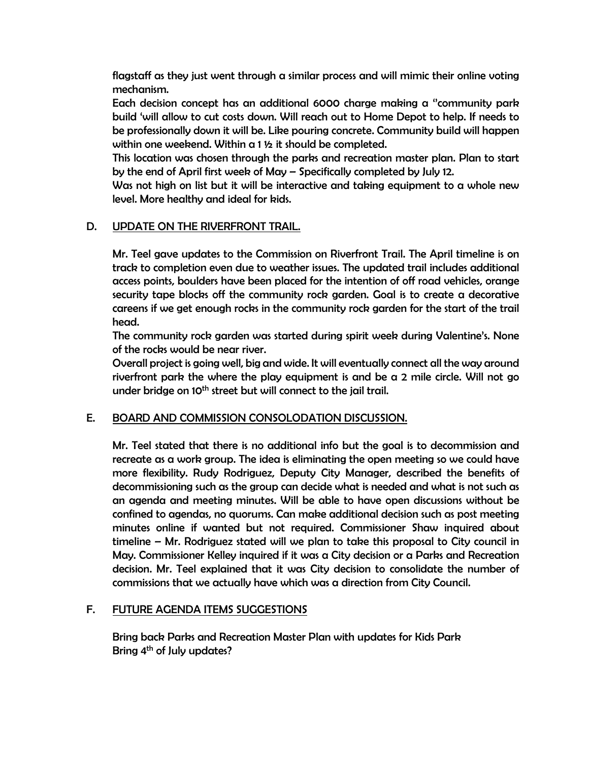flagstaff as they just went through a similar process and will mimic their online voting mechanism.

Each decision concept has an additional 6000 charge making a "community park build 'will allow to cut costs down. Will reach out to Home Depot to help. If needs to be professionally down it will be. Like pouring concrete. Community build will happen within one weekend. Within a 1 ½ it should be completed.

This location was chosen through the parks and recreation master plan. Plan to start by the end of April first week of May – Specifically completed by July 12.

Was not high on list but it will be interactive and taking equipment to a whole new level. More healthy and ideal for kids.

## D. UPDATE ON THE RIVERFRONT TRAIL.

Mr. Teel gave updates to the Commission on Riverfront Trail. The April timeline is on track to completion even due to weather issues. The updated trail includes additional access points, boulders have been placed for the intention of off road vehicles, orange security tape blocks off the community rock garden. Goal is to create a decorative careens if we get enough rocks in the community rock garden for the start of the trail head.

The community rock garden was started during spirit week during Valentine's. None of the rocks would be near river.

Overall project is going well, big and wide. It will eventually connect all the way around riverfront park the where the play equipment is and be a 2 mile circle. Will not go under bridge on 10th street but will connect to the jail trail.

## E. BOARD AND COMMISSION CONSOLODATION DISCUSSION.

Mr. Teel stated that there is no additional info but the goal is to decommission and recreate as a work group. The idea is eliminating the open meeting so we could have more flexibility. Rudy Rodriguez, Deputy City Manager, described the benefits of decommissioning such as the group can decide what is needed and what is not such as an agenda and meeting minutes. Will be able to have open discussions without be confined to agendas, no quorums. Can make additional decision such as post meeting minutes online if wanted but not required. Commissioner Shaw inquired about timeline – Mr. Rodriguez stated will we plan to take this proposal to City council in May. Commissioner Kelley inquired if it was a City decision or a Parks and Recreation decision. Mr. Teel explained that it was City decision to consolidate the number of commissions that we actually have which was a direction from City Council.

## F. FUTURE AGENDA ITEMS SUGGESTIONS

Bring back Parks and Recreation Master Plan with updates for Kids Park
Bring 4th of July updates?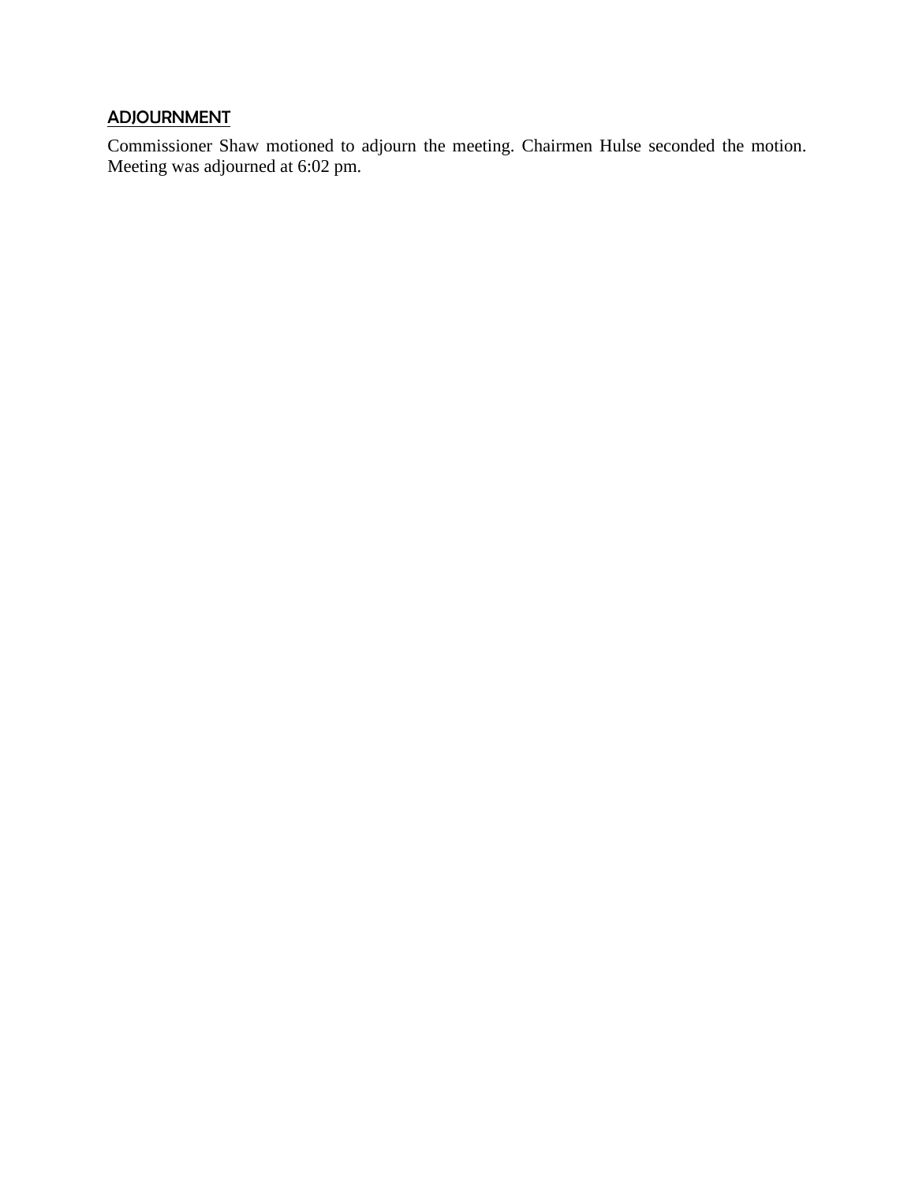## ADJOURNMENT

Commissioner Shaw motioned to adjourn the meeting. Chairmen Hulse seconded the motion. Meeting was adjourned at 6:02 pm.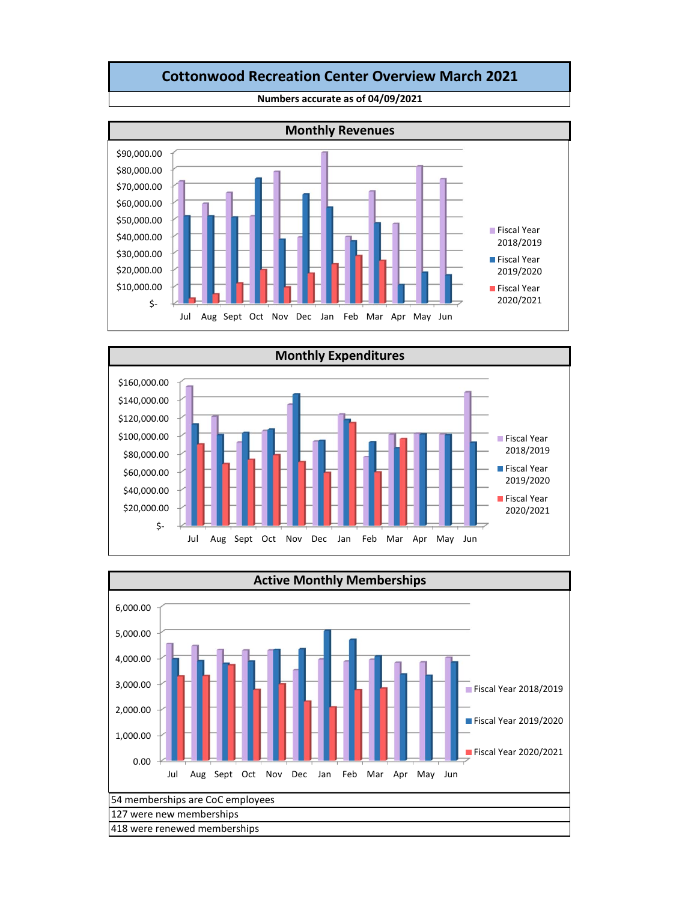# Cottonwood Recreation Center Overview March 2021

**Numbers accurate as of 04/09/2021**

## Monthly Revenues

## Monthly Expenditures

## Active Monthly Memberships

| 54 memberships are CoC employees |
|---|
| 127 were new memberships |
| 418 were renewed memberships |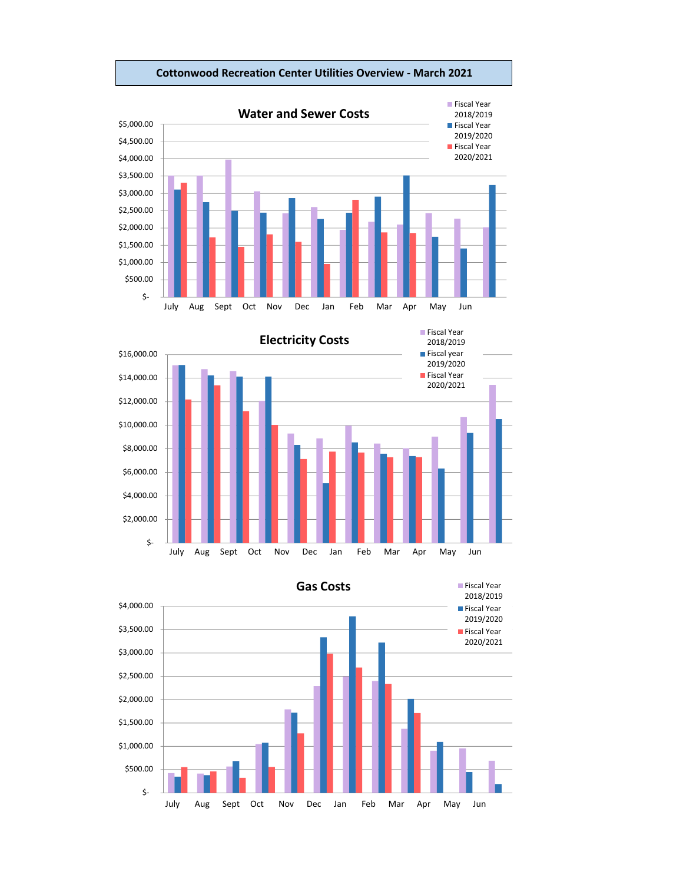# Cottonwood Recreation Center Utilities Overview - March 2021

## Water and Sewer Costs

Fiscal Year 2018/2019
Fiscal Year 2019/2020
Fiscal Year 2020/2021

$5,000.00
$4,500.00
$4,000.00
$3,500.00
$3,000.00
$2,500.00
$2,000.00
$1,500.00
$1,000.00
$500.00
$-

July Aug Sept Oct Nov Dec Jan Feb Mar Apr May Jun

## Electricity Costs

Fiscal Year 2018/2019
Fiscal year 2019/2020
Fiscal Year 2020/2021

$16,000.00
$14,000.00
$12,000.00
$10,000.00
$8,000.00
$6,000.00
$4,000.00
$2,000.00
$-

July Aug Sept Oct Nov Dec Jan Feb Mar Apr May Jun

## Gas Costs

Fiscal Year 2018/2019
Fiscal Year 2019/2020
Fiscal Year 2020/2021

$4,000.00
$3,500.00
$3,000.00
$2,500.00
$2,000.00
$1,500.00
$1,000.00
$500.00
$-

July Aug Sept Oct Nov Dec Jan Feb Mar Apr May Jun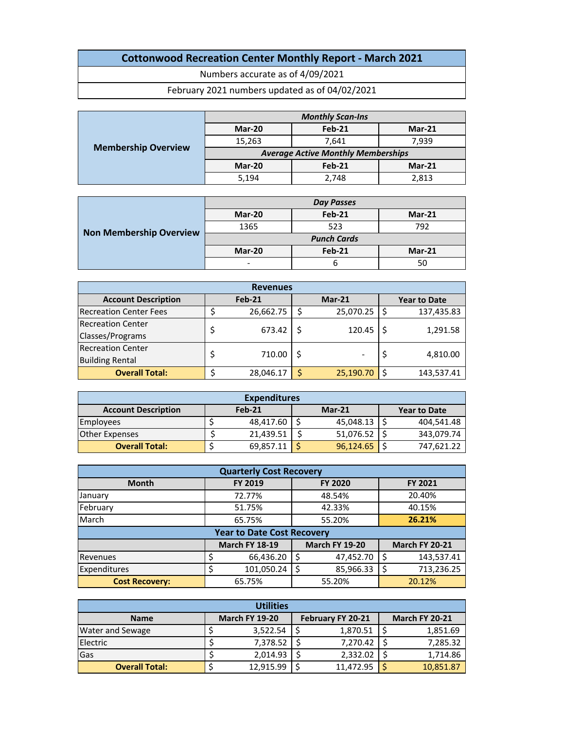# Cottonwood Recreation Center Monthly Report - March 2021

Numbers accurate as of 4/09/2021

February 2021 numbers updated as of 04/02/2021

| Membership Overview | *Monthly Scan-Ins* | | |
|---|---|---|---|
| | **Mar-20** | **Feb-21** | **Mar-21** |
| | 15,263 | 7,641 | 7,939 |
| | *Average Active Monthly Memberships* | | |
| | **Mar-20** | **Feb-21** | **Mar-21** |
| | 5,194 | 2,748 | 2,813 |

| Non Membership Overview | *Day Passes* | | |
|---|---|---|---|
| | **Mar-20** | **Feb-21** | **Mar-21** |
| | 1365 | 523 | 792 |
| | *Punch Cards* | | |
| | **Mar-20** | **Feb-21** | **Mar-21** |
| | - | 6 | 50 |

| Revenues | | | |
|---|---|---|---|
| **Account Description** | **Feb-21** | **Mar-21** | **Year to Date** |
| Recreation Center Fees | $ 26,662.75 | $ 25,070.25 | $ 137,435.83 |
| Recreation Center Classes/Programs | $ 673.42 | $ 120.45 | $ 1,291.58 |
| Recreation Center Building Rental | $ 710.00 | $ - | $ 4,810.00 |
| **Overall Total:** | $ 28,046.17 | $ 25,190.70 | $ 143,537.41 |

| Expenditures | | | |
|---|---|---|---|
| **Account Description** | **Feb-21** | **Mar-21** | **Year to Date** |
| Employees | $ 48,417.60 | $ 45,048.13 | $ 404,541.48 |
| Other Expenses | $ 21,439.51 | $ 51,076.52 | $ 343,079.74 |
| **Overall Total:** | $ 69,857.11 | $ 96,124.65 | $ 747,621.22 |

| Quarterly Cost Recovery | | | |
|---|---|---|---|
| **Month** | **FY 2019** | **FY 2020** | **FY 2021** |
| January | 72.77% | 48.54% | 20.40% |
| February | 51.75% | 42.33% | 40.15% |
| March | 65.75% | 55.20% | **26.21%** |
| **Year to Date Cost Recovery** | | | |
| | **March FY 18-19** | **March FY 19-20** | **March FY 20-21** |
| Revenues | $ 66,436.20 | $ 47,452.70 | $ 143,537.41 |
| Expenditures | $ 101,050.24 | $ 85,966.33 | $ 713,236.25 |
| **Cost Recovery:** | 65.75% | 55.20% | 20.12% |

| Utilities | | | |
|---|---|---|---|
| **Name** | **March FY 19-20** | **February FY 20-21** | **March FY 20-21** |
| Water and Sewage | $ 3,522.54 | $ 1,870.51 | $ 1,851.69 |
| Electric | $ 7,378.52 | $ 7,270.42 | $ 7,285.32 |
| Gas | $ 2,014.93 | $ 2,332.02 | $ 1,714.86 |
| **Overall Total:** | $ 12,915.99 | $ 11,472.95 | $ 10,851.87 |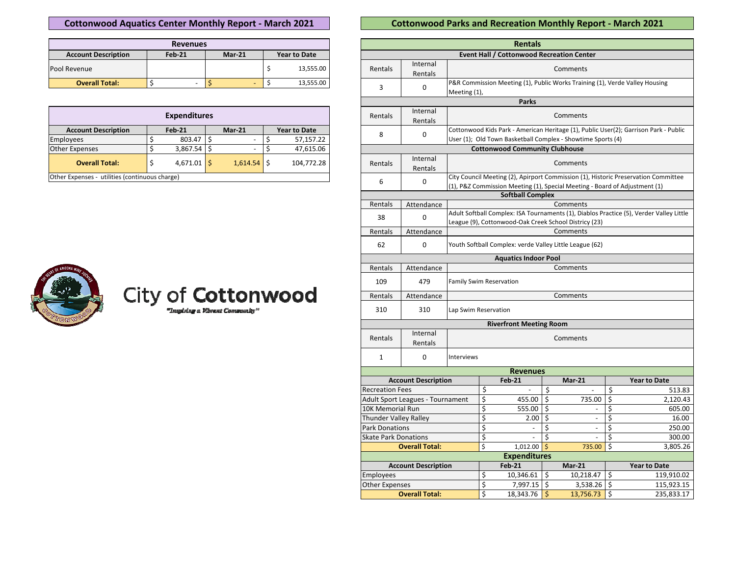## Cottonwood Aquatics Center Monthly Report - March 2021

| Revenues | | | |
|---|---|---|---|
| **Account Description** | **Feb-21** | **Mar-21** | **Year to Date** |
| Pool Revenue | | | $ 13,555.00 |
| **Overall Total:** | $ - | $ - | $ 13,555.00 |

| Expenditures | | | |
|---|---|---|---|
| **Account Description** | **Feb-21** | **Mar-21** | **Year to Date** |
| Employees | $ 803.47 | $ - | $ 57,157.22 |
| Other Expenses | $ 3,867.54 | $ - | $ 47,615.06 |
| **Overall Total:** | $ 4,671.01 | $ 1,614.54 | $ 104,772.28 |

Other Expenses - utilities (continuous charge)

City of Cottonwood

*"Inspiring a Vibrant Community"*

## Cottonwood Parks and Recreation Monthly Report - March 2021

### Rentals

**Event Hall / Cottonwood Recreation Center**

| Rentals | Internal Rentals | Comments |
|---|---|---|
| 3 | 0 | P&R Commission Meeting (1), Public Works Training (1), Verde Valley Housing Meeting (1), |

**Parks**

| Rentals | Internal Rentals | Comments |
|---|---|---|
| 8 | 0 | Cottonwood Kids Park - American Heritage (1), Public User(2); Garrison Park - Public User (1); Old Town Basketball Complex - Showtime Sports (4) |

**Cottonwood Community Clubhouse**

| Rentals | Internal Rentals | Comments |
|---|---|---|
| 6 | 0 | City Council Meeting (2), Apirport Commission (1), Historic Preservation Committee (1), P&Z Commission Meeting (1), Special Meeting - Board of Adjustment (1) |

**Softball Complex**

| Rentals | Attendance | Comments |
|---|---|---|
| 38 | 0 | Adult Softball Complex: ISA Tournaments (1), Diablos Practice (5), Verder Valley Little League (9), Cottonwood-Oak Creek School Districy (23) |
| **Rentals** | **Attendance** | **Comments** |
| 62 | 0 | Youth Softball Complex: verde Valley Little League (62) |

**Aquatics Indoor Pool**

| Rentals | Attendance | Comments |
|---|---|---|
| 109 | 479 | Family Swim Reservation |
| **Rentals** | **Attendance** | **Comments** |
| 310 | 310 | Lap Swim Reservation |

**Riverfront Meeting Room**

| Rentals | Internal Rentals | Comments |
|---|---|---|
| 1 | 0 | Interviews |

### Revenues

| Account Description | Feb-21 | Mar-21 | Year to Date |
|---|---|---|---|
| Recreation Fees | $ - | $ - | $ 513.83 |
| Adult Sport Leagues - Tournament | $ 455.00 | $ 735.00 | $ 2,120.43 |
| 10K Memorial Run | $ 555.00 | $ - | $ 605.00 |
| Thunder Valley Ralley | $ 2.00 | $ - | $ 16.00 |
| Park Donations | $ - | $ - | $ 250.00 |
| Skate Park Donations | $ - | $ - | $ 300.00 |
| **Overall Total:** | $ 1,012.00 | $ 735.00 | $ 3,805.26 |

### Expenditures

| Account Description | Feb-21 | Mar-21 | Year to Date |
|---|---|---|---|
| Employees | $ 10,346.61 | $ 10,218.47 | $ 119,910.02 |
| Other Expenses | $ 7,997.15 | $ 3,538.26 | $ 115,923.15 |
| **Overall Total:** | $ 18,343.76 | $ 13,756.73 | $ 235,833.17 |